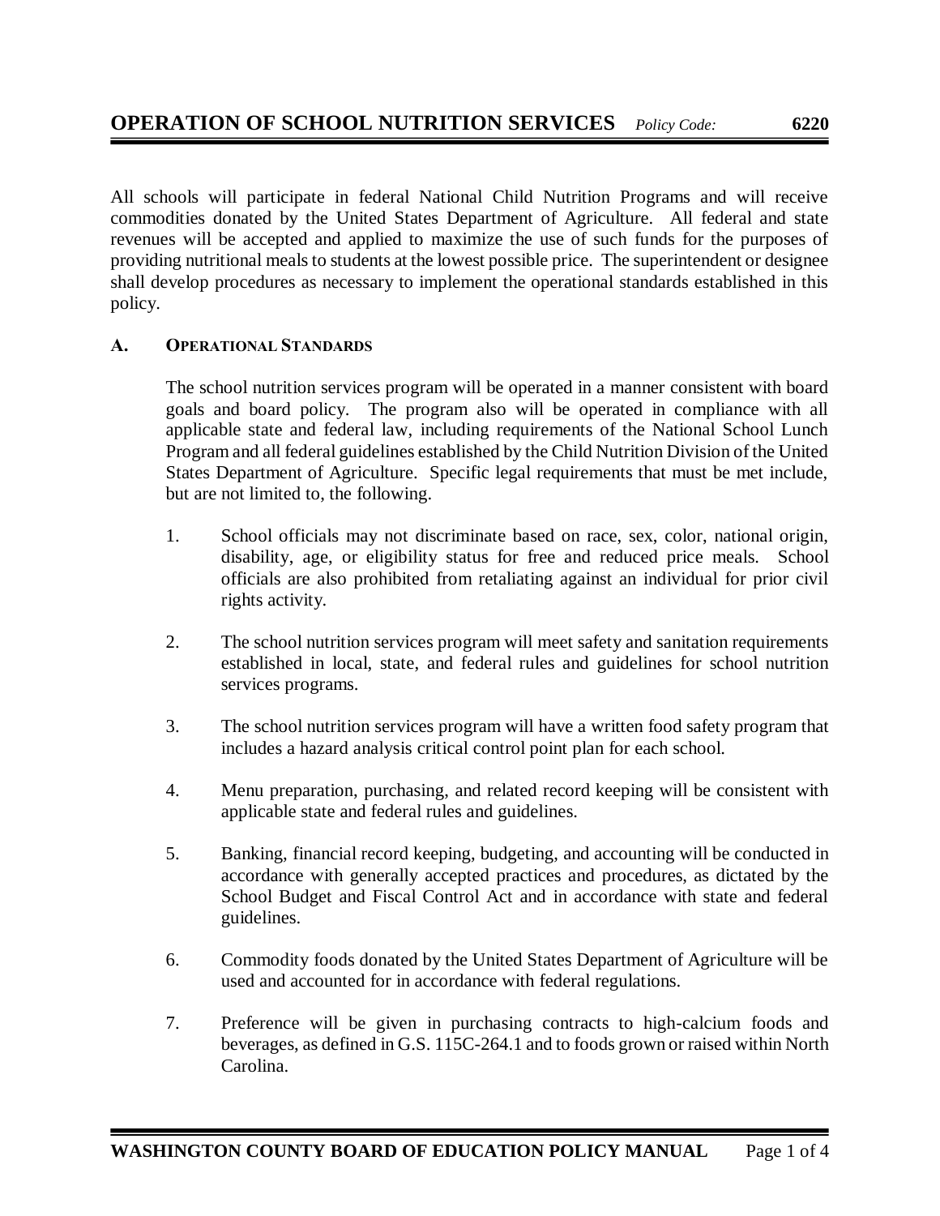# OPERATION OF SCHOOL NUTRITION SERVICES

*Policy Code:* **6220**

All schools will participate in federal National Child Nutrition Programs and will receive commodities donated by the United States Department of Agriculture. All federal and state revenues will be accepted and applied to maximize the use of such funds for the purposes of providing nutritional meals to students at the lowest possible price. The superintendent or designee shall develop procedures as necessary to implement the operational standards established in this policy.

## A. Operational Standards

The school nutrition services program will be operated in a manner consistent with board goals and board policy. The program also will be operated in compliance with all applicable state and federal law, including requirements of the National School Lunch Program and all federal guidelines established by the Child Nutrition Division of the United States Department of Agriculture. Specific legal requirements that must be met include, but are not limited to, the following.

1. School officials may not discriminate based on race, sex, color, national origin, disability, age, or eligibility status for free and reduced price meals. School officials are also prohibited from retaliating against an individual for prior civil rights activity.

2. The school nutrition services program will meet safety and sanitation requirements established in local, state, and federal rules and guidelines for school nutrition services programs.

3. The school nutrition services program will have a written food safety program that includes a hazard analysis critical control point plan for each school.

4. Menu preparation, purchasing, and related record keeping will be consistent with applicable state and federal rules and guidelines.

5. Banking, financial record keeping, budgeting, and accounting will be conducted in accordance with generally accepted practices and procedures, as dictated by the School Budget and Fiscal Control Act and in accordance with state and federal guidelines.

6. Commodity foods donated by the United States Department of Agriculture will be used and accounted for in accordance with federal regulations.

7. Preference will be given in purchasing contracts to high-calcium foods and beverages, as defined in G.S. 115C-264.1 and to foods grown or raised within North Carolina.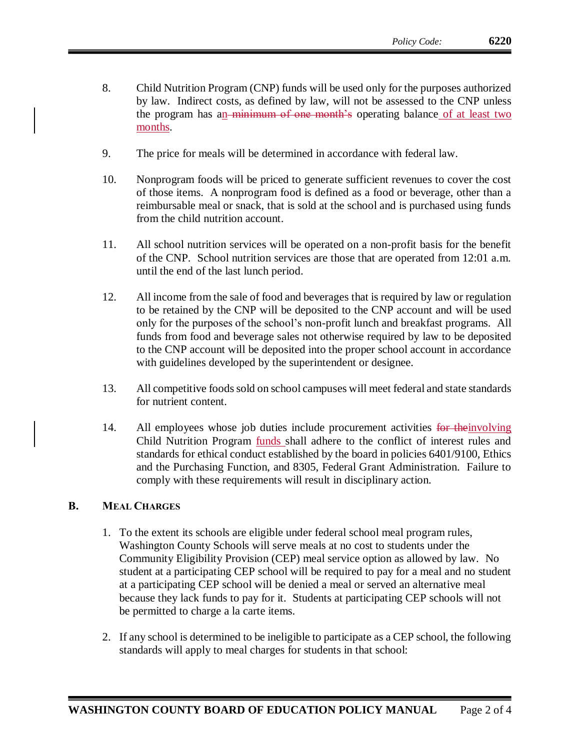8. Child Nutrition Program (CNP) funds will be used only for the purposes authorized by law. Indirect costs, as defined by law, will not be assessed to the CNP unless the program has a~~n minimum of one month's~~ operating balance of at least two months.

9. The price for meals will be determined in accordance with federal law.

10. Nonprogram foods will be priced to generate sufficient revenues to cover the cost of those items. A nonprogram food is defined as a food or beverage, other than a reimbursable meal or snack, that is sold at the school and is purchased using funds from the child nutrition account.

11. All school nutrition services will be operated on a non-profit basis for the benefit of the CNP. School nutrition services are those that are operated from 12:01 a.m. until the end of the last lunch period.

12. All income from the sale of food and beverages that is required by law or regulation to be retained by the CNP will be deposited to the CNP account and will be used only for the purposes of the school's non-profit lunch and breakfast programs. All funds from food and beverage sales not otherwise required by law to be deposited to the CNP account will be deposited into the proper school account in accordance with guidelines developed by the superintendent or designee.

13. All competitive foods sold on school campuses will meet federal and state standards for nutrient content.

14. All employees whose job duties include procurement activities ~~for the~~involving Child Nutrition Program funds shall adhere to the conflict of interest rules and standards for ethical conduct established by the board in policies 6401/9100, Ethics and the Purchasing Function, and 8305, Federal Grant Administration. Failure to comply with these requirements will result in disciplinary action.

## B. Meal Charges

1. To the extent its schools are eligible under federal school meal program rules, Washington County Schools will serve meals at no cost to students under the Community Eligibility Provision (CEP) meal service option as allowed by law. No student at a participating CEP school will be required to pay for a meal and no student at a participating CEP school will be denied a meal or served an alternative meal because they lack funds to pay for it. Students at participating CEP schools will not be permitted to charge a la carte items.

2. If any school is determined to be ineligible to participate as a CEP school, the following standards will apply to meal charges for students in that school: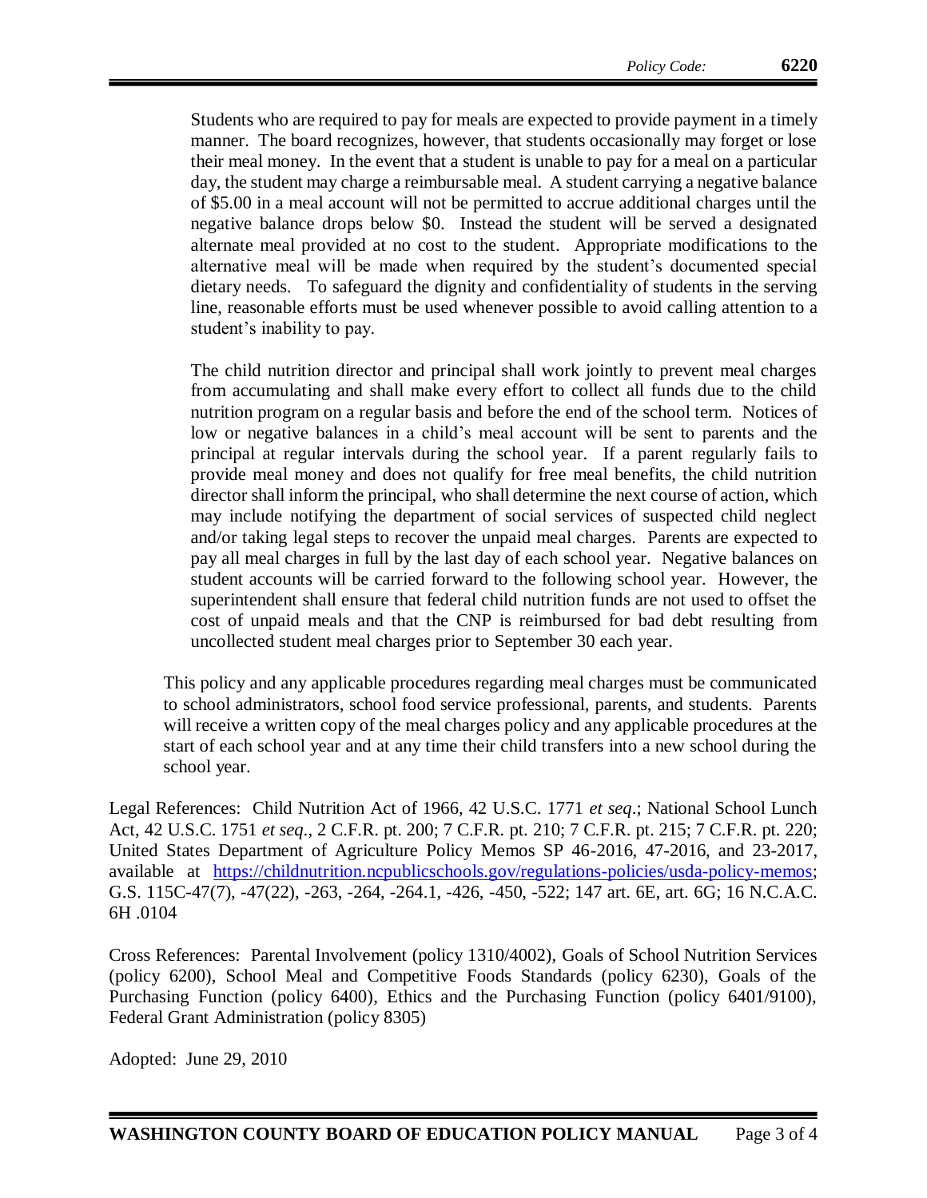Students who are required to pay for meals are expected to provide payment in a timely manner. The board recognizes, however, that students occasionally may forget or lose their meal money. In the event that a student is unable to pay for a meal on a particular day, the student may charge a reimbursable meal. A student carrying a negative balance of $5.00 in a meal account will not be permitted to accrue additional charges until the negative balance drops below $0. Instead the student will be served a designated alternate meal provided at no cost to the student. Appropriate modifications to the alternative meal will be made when required by the student's documented special dietary needs. To safeguard the dignity and confidentiality of students in the serving line, reasonable efforts must be used whenever possible to avoid calling attention to a student's inability to pay.

The child nutrition director and principal shall work jointly to prevent meal charges from accumulating and shall make every effort to collect all funds due to the child nutrition program on a regular basis and before the end of the school term. Notices of low or negative balances in a child's meal account will be sent to parents and the principal at regular intervals during the school year. If a parent regularly fails to provide meal money and does not qualify for free meal benefits, the child nutrition director shall inform the principal, who shall determine the next course of action, which may include notifying the department of social services of suspected child neglect and/or taking legal steps to recover the unpaid meal charges. Parents are expected to pay all meal charges in full by the last day of each school year. Negative balances on student accounts will be carried forward to the following school year. However, the superintendent shall ensure that federal child nutrition funds are not used to offset the cost of unpaid meals and that the CNP is reimbursed for bad debt resulting from uncollected student meal charges prior to September 30 each year.

This policy and any applicable procedures regarding meal charges must be communicated to school administrators, school food service professional, parents, and students. Parents will receive a written copy of the meal charges policy and any applicable procedures at the start of each school year and at any time their child transfers into a new school during the school year.

Legal References: Child Nutrition Act of 1966, 42 U.S.C. 1771 *et seq*.; National School Lunch Act, 42 U.S.C. 1751 *et seq*., 2 C.F.R. pt. 200; 7 C.F.R. pt. 210; 7 C.F.R. pt. 215; 7 C.F.R. pt. 220; United States Department of Agriculture Policy Memos SP 46-2016, 47-2016, and 23-2017, available at https://childnutrition.ncpublicschools.gov/regulations-policies/usda-policy-memos; G.S. 115C-47(7), -47(22), -263, -264, -264.1, -426, -450, -522; 147 art. 6E, art. 6G; 16 N.C.A.C. 6H .0104

Cross References: Parental Involvement (policy 1310/4002), Goals of School Nutrition Services (policy 6200), School Meal and Competitive Foods Standards (policy 6230), Goals of the Purchasing Function (policy 6400), Ethics and the Purchasing Function (policy 6401/9100), Federal Grant Administration (policy 8305)

Adopted: June 29, 2010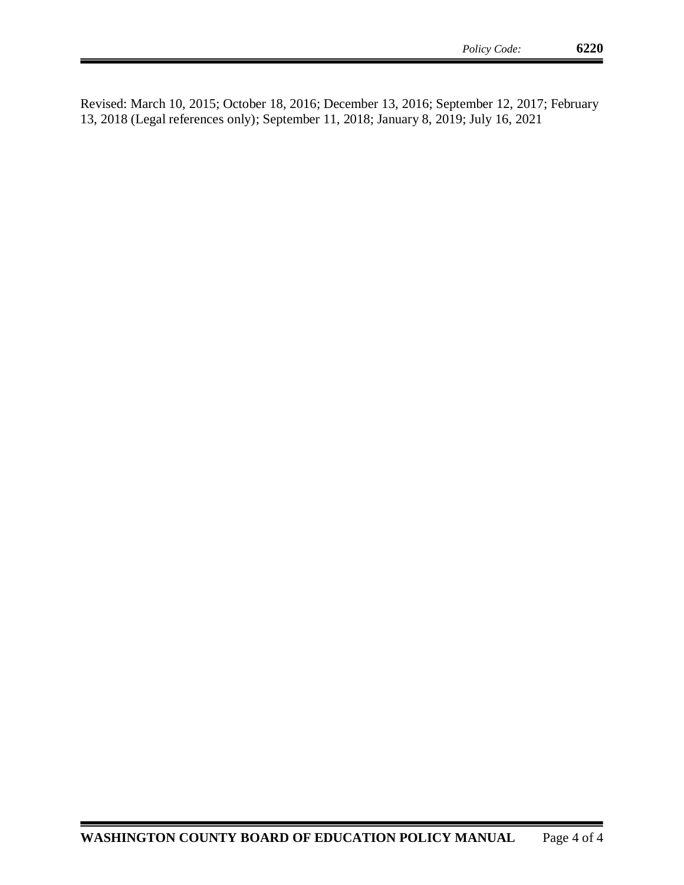Revised: March 10, 2015; October 18, 2016; December 13, 2016; September 12, 2017; February 13, 2018 (Legal references only); September 11, 2018; January 8, 2019; July 16, 2021